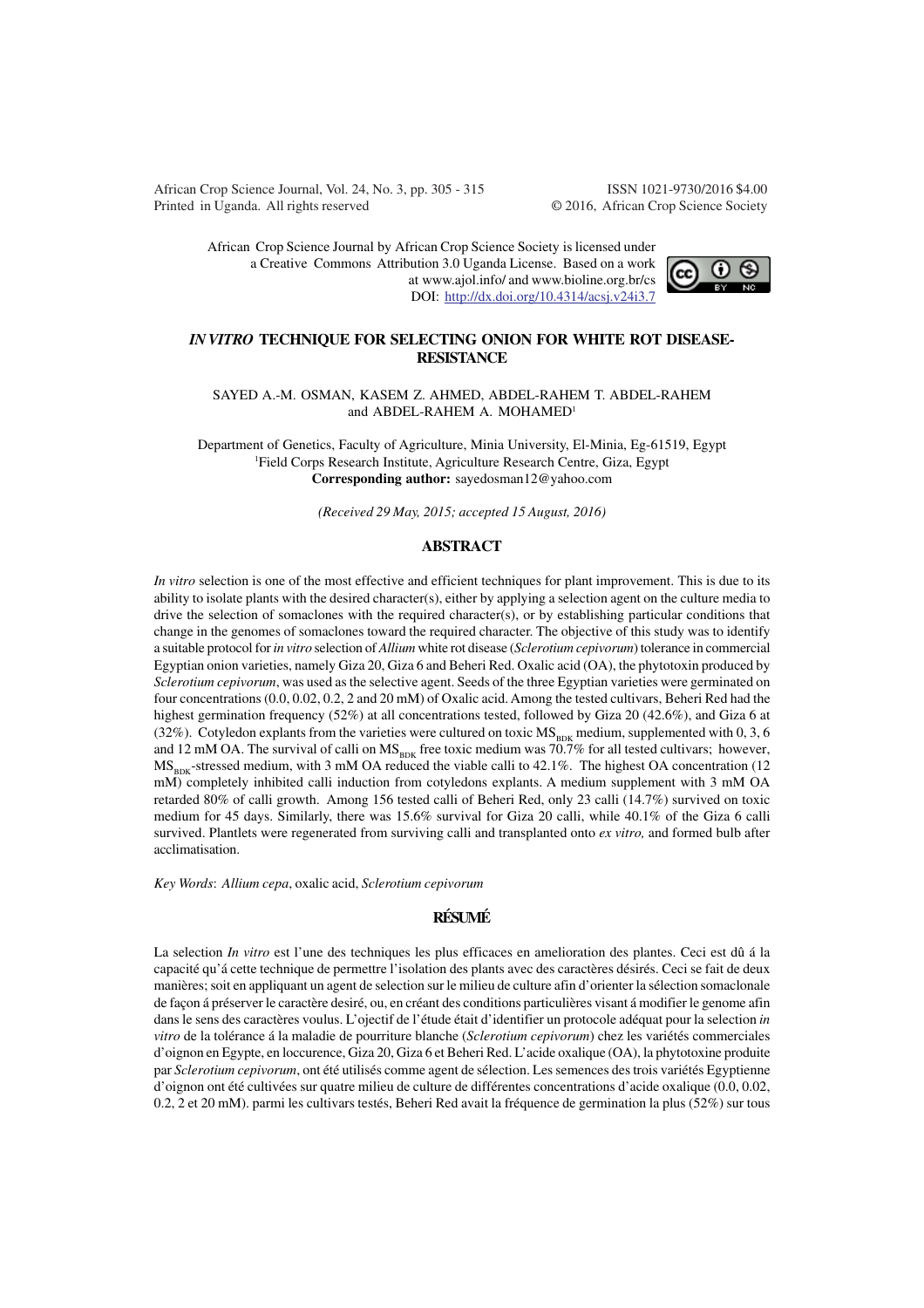African Crop Science Journal by African Crop Science Society is licensed under a Creative Commons Attribution 3.0 Uganda License. Based on a work at www.ajol.info/ and www.bioline.org.br/cs
DOI: http://dx.doi.org/10.4314/acsj.v24i3.7

# *IN VITRO* TECHNIQUE FOR SELECTING ONION FOR WHITE ROT DISEASE-RESISTANCE

SAYED A.-M. OSMAN, KASEM Z. AHMED, ABDEL-RAHEM T. ABDEL-RAHEM and ABDEL-RAHEM A. MOHAMED[1]

Department of Genetics, Faculty of Agriculture, Minia University, El-Minia, Eg-61519, Egypt
[1]Field Corps Research Institute, Agriculture Research Centre, Giza, Egypt
**Corresponding author:** sayedosman12@yahoo.com

*(Received 29 May, 2015; accepted 15 August, 2016)*

## ABSTRACT

*In vitro* selection is one of the most effective and efficient techniques for plant improvement. This is due to its ability to isolate plants with the desired character(s), either by applying a selection agent on the culture media to drive the selection of somaclones with the required character(s), or by establishing particular conditions that change in the genomes of somaclones toward the required character. The objective of this study was to identify a suitable protocol for *in vitro* selection of *Allium* white rot disease (*Sclerotium cepivorum*) tolerance in commercial Egyptian onion varieties, namely Giza 20, Giza 6 and Beheri Red. Oxalic acid (OA), the phytotoxin produced by *Sclerotium cepivorum*, was used as the selective agent. Seeds of the three Egyptian varieties were germinated on four concentrations (0.0, 0.02, 0.2, 2 and 20 mM) of Oxalic acid. Among the tested cultivars, Beheri Red had the highest germination frequency (52%) at all concentrations tested, followed by Giza 20 (42.6%), and Giza 6 at (32%). Cotyledon explants from the varieties were cultured on toxic $MS_{BDK}$ medium, supplemented with 0, 3, 6 and 12 mM OA. The survival of calli on $MS_{BDK}$ free toxic medium was 70.7% for all tested cultivars; however, $MS_{BDK}$-stressed medium, with 3 mM OA reduced the viable calli to 42.1%. The highest OA concentration (12 mM) completely inhibited calli induction from cotyledons explants. A medium supplement with 3 mM OA retarded 80% of calli growth. Among 156 tested calli of Beheri Red, only 23 calli (14.7%) survived on toxic medium for 45 days. Similarly, there was 15.6% survival for Giza 20 calli, while 40.1% of the Giza 6 calli survived. Plantlets were regenerated from surviving calli and transplanted onto *ex vitro,* and formed bulb after acclimatisation.

*Key Words*: *Allium cepa*, oxalic acid, *Sclerotium cepivorum*

## RÉSUMÉ

La selection *In vitro* est l'une des techniques les plus efficaces en amelioration des plantes. Ceci est dû á la capacité qu'á cette technique de permettre l'isolation des plants avec des caractères désirés. Ceci se fait de deux manières; soit en appliquant un agent de selection sur le milieu de culture afin d'orienter la sélection somaclonale de façon á préserver le caractère desiré, ou, en créant des conditions particulières visant á modifier le genome afin dans le sens des caractères voulus. L'ojectif de l'étude était d'identifier un protocole adéquat pour la selection *in vitro* de la tolérance á la maladie de pourriture blanche (*Sclerotium cepivorum*) chez les variétés commerciales d'oignon en Egypte, en loccurence, Giza 20, Giza 6 et Beheri Red. L'acide oxalique (OA), la phytotoxine produite par *Sclerotium cepivorum*, ont été utilisés comme agent de sélection. Les semences des trois variétés Egyptienne d'oignon ont été cultivées sur quatre milieu de culture de différentes concentrations d'acide oxalique (0.0, 0.02, 0.2, 2 et 20 mM). parmi les cultivars testés, Beheri Red avait la fréquence de germination la plus (52%) sur tous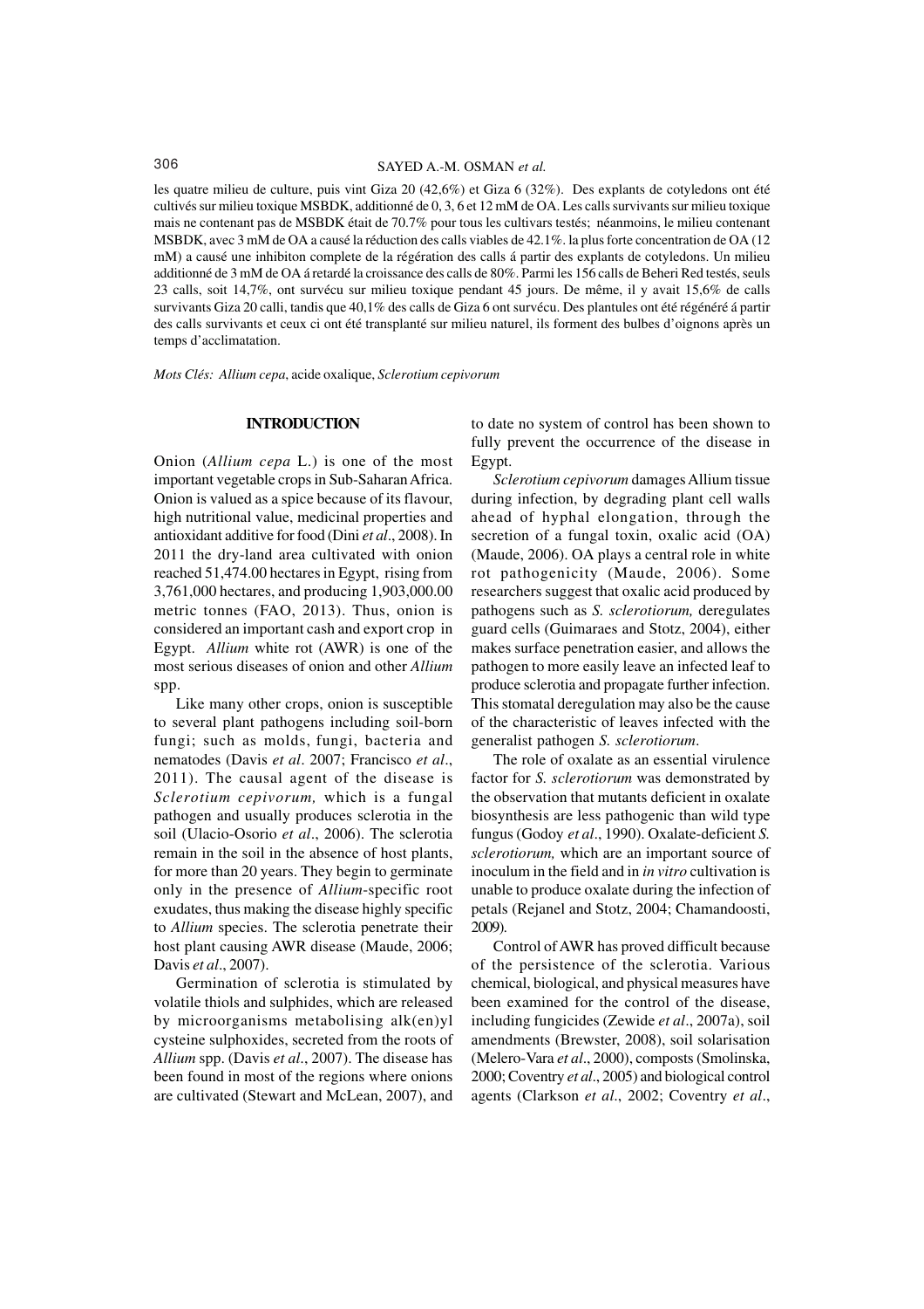les quatre milieu de culture, puis vint Giza 20 (42,6%) et Giza 6 (32%). Des explants de cotyledons ont été cultivés sur milieu toxique MSBDK, additionné de 0, 3, 6 et 12 mM de OA. Les calls survivants sur milieu toxique mais ne contenant pas de MSBDK était de 70.7% pour tous les cultivars testés; néanmoins, le milieu contenant MSBDK, avec 3 mM de OA a causé la réduction des calls viables de 42.1%. la plus forte concentration de OA (12 mM) a causé une inhibiton complete de la régération des calls á partir des explants de cotyledons. Un milieu additionné de 3 mM de OA á retardé la croissance des calls de 80%. Parmi les 156 calls de Beheri Red testés, seuls 23 calls, soit 14,7%, ont survécu sur milieu toxique pendant 45 jours. De même, il y avait 15,6% de calls survivants Giza 20 calli, tandis que 40,1% des calls de Giza 6 ont survécu. Des plantules ont été régénéré á partir des calls survivants et ceux ci ont été transplanté sur milieu naturel, ils forment des bulbes d'oignons après un temps d'acclimatation.

*Mots Clés: Allium cepa*, acide oxalique, *Sclerotium cepivorum*

## INTRODUCTION

Onion (*Allium cepa* L.) is one of the most important vegetable crops in Sub-Saharan Africa. Onion is valued as a spice because of its flavour, high nutritional value, medicinal properties and antioxidant additive for food (Dini *et al*., 2008). In 2011 the dry-land area cultivated with onion reached 51,474.00 hectares in Egypt, rising from 3,761,000 hectares, and producing 1,903,000.00 metric tonnes (FAO, 2013). Thus, onion is considered an important cash and export crop in Egypt. *Allium* white rot (AWR) is one of the most serious diseases of onion and other *Allium* spp.

Like many other crops, onion is susceptible to several plant pathogens including soil-born fungi; such as molds, fungi, bacteria and nematodes (Davis *et al*. 2007; Francisco *et al*., 2011). The causal agent of the disease is *Sclerotium cepivorum,* which is a fungal pathogen and usually produces sclerotia in the soil (Ulacio-Osorio *et al*., 2006). The sclerotia remain in the soil in the absence of host plants, for more than 20 years. They begin to germinate only in the presence of *Allium*-specific root exudates, thus making the disease highly specific to *Allium* species. The sclerotia penetrate their host plant causing AWR disease (Maude, 2006; Davis *et al*., 2007).

Germination of sclerotia is stimulated by volatile thiols and sulphides, which are released by microorganisms metabolising alk(en)yl cysteine sulphoxides, secreted from the roots of *Allium* spp. (Davis *et al*., 2007). The disease has been found in most of the regions where onions are cultivated (Stewart and McLean, 2007), and to date no system of control has been shown to fully prevent the occurrence of the disease in Egypt.

*Sclerotium cepivorum* damages Allium tissue during infection, by degrading plant cell walls ahead of hyphal elongation, through the secretion of a fungal toxin, oxalic acid (OA) (Maude, 2006). OA plays a central role in white rot pathogenicity (Maude, 2006). Some researchers suggest that oxalic acid produced by pathogens such as *S. sclerotiorum,* deregulates guard cells (Guimaraes and Stotz, 2004), either makes surface penetration easier, and allows the pathogen to more easily leave an infected leaf to produce sclerotia and propagate further infection. This stomatal deregulation may also be the cause of the characteristic of leaves infected with the generalist pathogen *S. sclerotiorum*.

The role of oxalate as an essential virulence factor for *S. sclerotiorum* was demonstrated by the observation that mutants deficient in oxalate biosynthesis are less pathogenic than wild type fungus (Godoy *et al*., 1990). Oxalate-deficient *S. sclerotiorum,* which are an important source of inoculum in the field and in *in vitro* cultivation is unable to produce oxalate during the infection of petals (Rejanel and Stotz, 2004; Chamandoosti, 2009).

Control of AWR has proved difficult because of the persistence of the sclerotia. Various chemical, biological, and physical measures have been examined for the control of the disease, including fungicides (Zewide *et al*., 2007a), soil amendments (Brewster, 2008), soil solarisation (Melero-Vara *et al*., 2000), composts (Smolinska, 2000; Coventry *et al*., 2005) and biological control agents (Clarkson *et al*., 2002; Coventry *et al*.,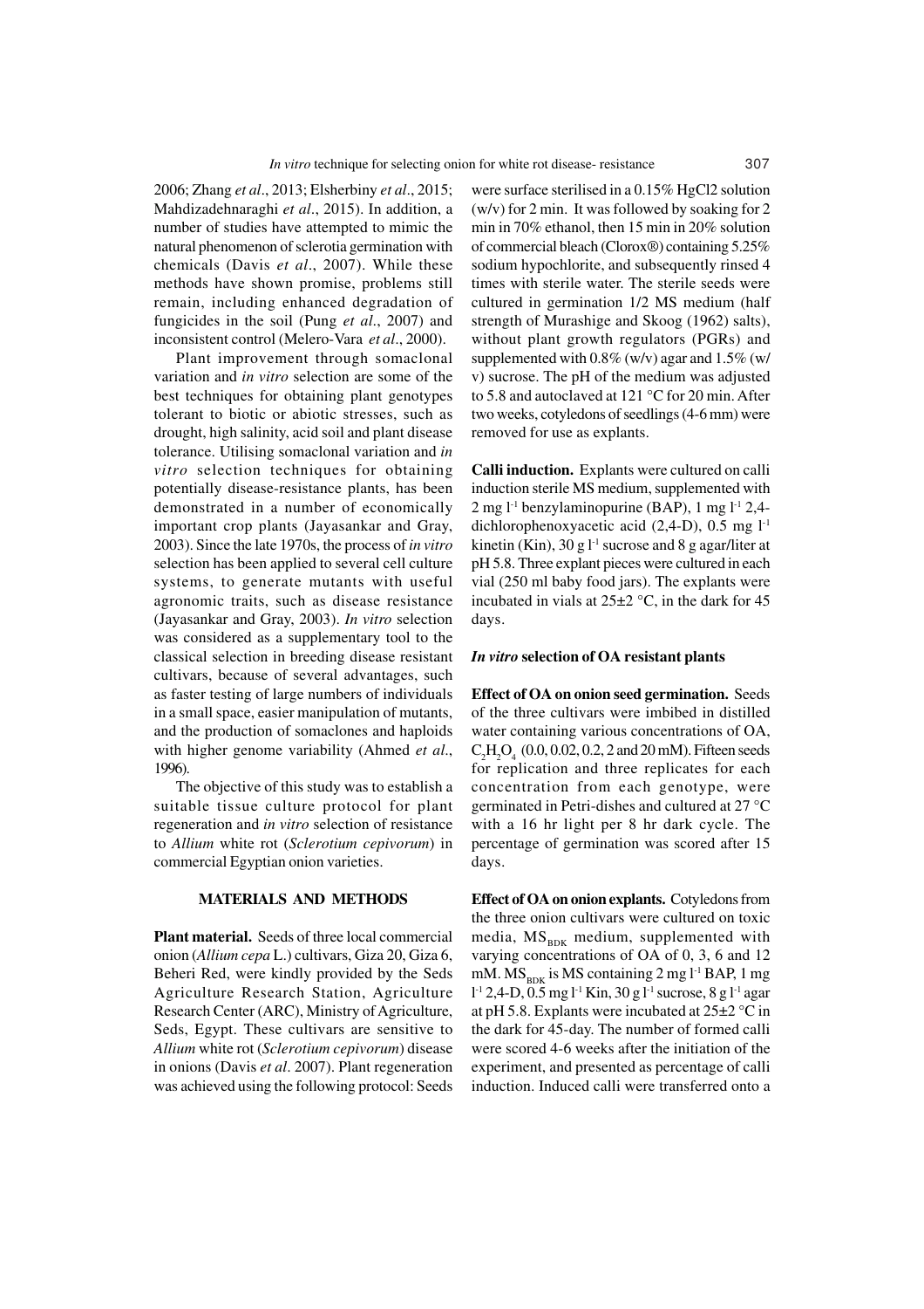2006; Zhang *et al*., 2013; Elsherbiny *et al*., 2015; Mahdizadehnaraghi *et al*., 2015). In addition, a number of studies have attempted to mimic the natural phenomenon of sclerotia germination with chemicals (Davis *et al*., 2007). While these methods have shown promise, problems still remain, including enhanced degradation of fungicides in the soil (Pung *et al*., 2007) and inconsistent control (Melero-Vara *et al*., 2000).

Plant improvement through somaclonal variation and *in vitro* selection are some of the best techniques for obtaining plant genotypes tolerant to biotic or abiotic stresses, such as drought, high salinity, acid soil and plant disease tolerance. Utilising somaclonal variation and *in vitro* selection techniques for obtaining potentially disease-resistance plants, has been demonstrated in a number of economically important crop plants (Jayasankar and Gray, 2003). Since the late 1970s, the process of *in vitro* selection has been applied to several cell culture systems, to generate mutants with useful agronomic traits, such as disease resistance (Jayasankar and Gray, 2003). *In vitro* selection was considered as a supplementary tool to the classical selection in breeding disease resistant cultivars, because of several advantages, such as faster testing of large numbers of individuals in a small space, easier manipulation of mutants, and the production of somaclones and haploids with higher genome variability (Ahmed *et al*., 1996).

The objective of this study was to establish a suitable tissue culture protocol for plant regeneration and *in vitro* selection of resistance to *Allium* white rot (*Sclerotium cepivorum*) in commercial Egyptian onion varieties.

## MATERIALS AND METHODS

**Plant material.** Seeds of three local commercial onion (*Allium cepa* L.) cultivars, Giza 20, Giza 6, Beheri Red, were kindly provided by the Seds Agriculture Research Station, Agriculture Research Center (ARC), Ministry of Agriculture, Seds, Egypt. These cultivars are sensitive to *Allium* white rot (*Sclerotium cepivorum*) disease in onions (Davis *et al*. 2007). Plant regeneration was achieved using the following protocol: Seeds were surface sterilised in a 0.15% $HgCl2$ solution (w/v) for 2 min. It was followed by soaking for 2 min in 70% ethanol, then 15 min in 20% solution of commercial bleach (Clorox®) containing 5.25% sodium hypochlorite, and subsequently rinsed 4 times with sterile water. The sterile seeds were cultured in germination 1/2 MS medium (half strength of Murashige and Skoog (1962) salts), without plant growth regulators (PGRs) and supplemented with 0.8% (w/v) agar and 1.5% (w/v) sucrose. The pH of the medium was adjusted to 5.8 and autoclaved at 121 °C for 20 min. After two weeks, cotyledons of seedlings (4-6 mm) were removed for use as explants.

**Calli induction.** Explants were cultured on calli induction sterile MS medium, supplemented with 2 mg $l^{-1}$ benzylaminopurine (BAP), 1 mg $l^{-1}$ 2,4-dichlorophenoxyacetic acid (2,4-D), 0.5 mg $l^{-1}$ kinetin (Kin), 30 g $l^{-1}$ sucrose and 8 g agar/liter at pH 5.8. Three explant pieces were cultured in each vial (250 ml baby food jars). The explants were incubated in vials at 25±2 °C, in the dark for 45 days.

### *In vitro* selection of OA resistant plants

**Effect of OA on onion seed germination.** Seeds of the three cultivars were imbibed in distilled water containing various concentrations of OA, $C_2H_2O_4$ (0.0, 0.02, 0.2, 2 and 20 mM). Fifteen seeds for replication and three replicates for each concentration from each genotype, were germinated in Petri-dishes and cultured at 27 °C with a 16 hr light per 8 hr dark cycle. The percentage of germination was scored after 15 days.

**Effect of OA on onion explants.** Cotyledons from the three onion cultivars were cultured on toxic media, $MS_{BDK}$ medium, supplemented with varying concentrations of OA of 0, 3, 6 and 12 mM. $MS_{BDK}$ is MS containing 2 mg $l^{-1}$ BAP, 1 mg $l^{-1}$ 2,4-D, 0.5 mg $l^{-1}$ Kin, 30 g $l^{-1}$ sucrose, 8 g $l^{-1}$ agar at pH 5.8. Explants were incubated at 25±2 °C in the dark for 45-day. The number of formed calli were scored 4-6 weeks after the initiation of the experiment, and presented as percentage of calli induction. Induced calli were transferred onto a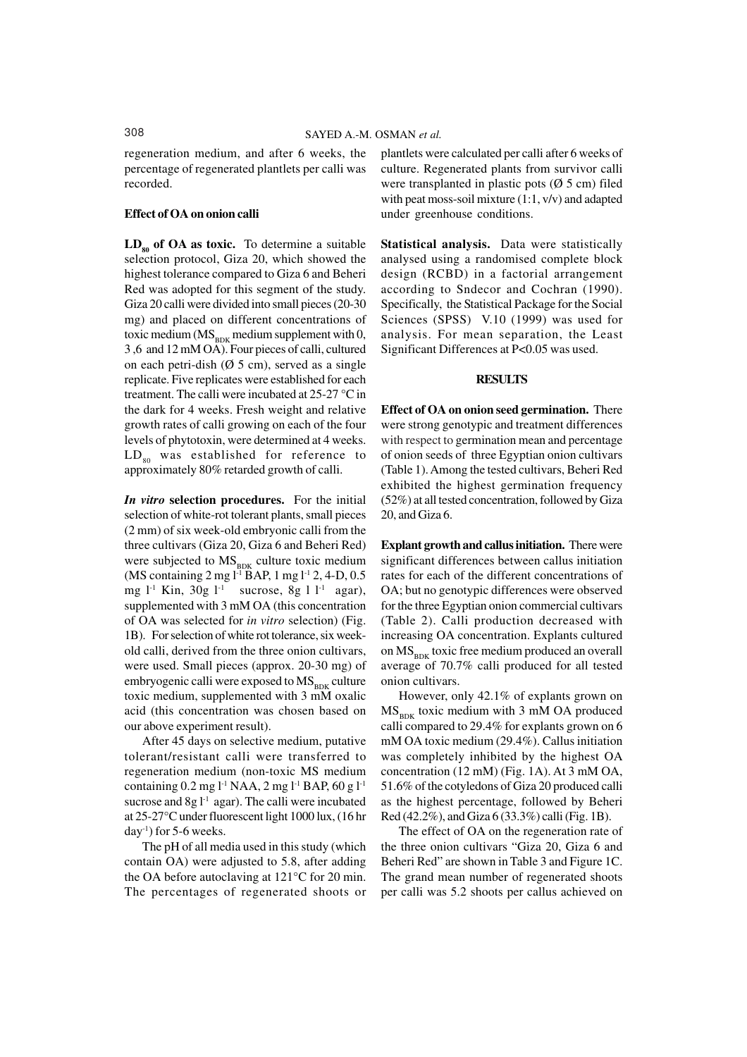regeneration medium, and after 6 weeks, the percentage of regenerated plantlets per calli was recorded.

### Effect of OA on onion calli

**$LD_{80}$ of OA as toxic.** To determine a suitable selection protocol, Giza 20, which showed the highest tolerance compared to Giza 6 and Beheri Red was adopted for this segment of the study. Giza 20 calli were divided into small pieces (20-30 mg) and placed on different concentrations of toxic medium ($MS_{BDK}$ medium supplement with 0, 3 ,6 and 12 mM OA). Four pieces of calli, cultured on each petri-dish (Ø 5 cm), served as a single replicate. Five replicates were established for each treatment. The calli were incubated at 25-27 °C in the dark for 4 weeks. Fresh weight and relative growth rates of calli growing on each of the four levels of phytotoxin, were determined at 4 weeks. $LD_{80}$ was established for reference to approximately 80% retarded growth of calli.

***In vitro* selection procedures.** For the initial selection of white-rot tolerant plants, small pieces (2 mm) of six week-old embryonic calli from the three cultivars (Giza 20, Giza 6 and Beheri Red) were subjected to $MS_{BDK}$ culture toxic medium (MS containing 2 mg $l^{-1}$ BAP, 1 mg $l^{-1}$ 2, 4-D, 0.5 mg $l^{-1}$ Kin, 30g $l^{-1}$ sucrose, 8g 1 $l^{-1}$ agar), supplemented with 3 mM OA (this concentration of OA was selected for *in vitro* selection) (Fig. 1B). For selection of white rot tolerance, six week-old calli, derived from the three onion cultivars, were used. Small pieces (approx. 20-30 mg) of embryogenic calli were exposed to $MS_{BDK}$ culture toxic medium, supplemented with 3 mM oxalic acid (this concentration was chosen based on our above experiment result).

After 45 days on selective medium, putative tolerant/resistant calli were transferred to regeneration medium (non-toxic MS medium containing 0.2 mg $l^{-1}$ NAA, 2 mg $l^{-1}$ BAP, 60 g $l^{-1}$ sucrose and 8g $l^{-1}$ agar). The calli were incubated at 25-27°C under fluorescent light 1000 lux, (16 hr $day^{-1}$) for 5-6 weeks.

The pH of all media used in this study (which contain OA) were adjusted to 5.8, after adding the OA before autoclaving at 121°C for 20 min. The percentages of regenerated shoots or plantlets were calculated per calli after 6 weeks of culture. Regenerated plants from survivor calli were transplanted in plastic pots (Ø 5 cm) filed with peat moss-soil mixture (1:1, v/v) and adapted under greenhouse conditions.

**Statistical analysis.** Data were statistically analysed using a randomised complete block design (RCBD) in a factorial arrangement according to Sndecor and Cochran (1990). Specifically, the Statistical Package for the Social Sciences (SPSS) V.10 (1999) was used for analysis. For mean separation, the Least Significant Differences at P<0.05 was used.

## RESULTS

**Effect of OA on onion seed germination.** There were strong genotypic and treatment differences with respect to germination mean and percentage of onion seeds of three Egyptian onion cultivars (Table 1). Among the tested cultivars, Beheri Red exhibited the highest germination frequency (52%) at all tested concentration, followed by Giza 20, and Giza 6.

**Explant growth and callus initiation.** There were significant differences between callus initiation rates for each of the different concentrations of OA; but no genotypic differences were observed for the three Egyptian onion commercial cultivars (Table 2). Calli production decreased with increasing OA concentration. Explants cultured on $MS_{BDK}$ toxic free medium produced an overall average of 70.7% calli produced for all tested onion cultivars.

However, only 42.1% of explants grown on $MS_{BDK}$ toxic medium with 3 mM OA produced calli compared to 29.4% for explants grown on 6 mM OA toxic medium (29.4%). Callus initiation was completely inhibited by the highest OA concentration (12 mM) (Fig. 1A). At 3 mM OA, 51.6% of the cotyledons of Giza 20 produced calli as the highest percentage, followed by Beheri Red (42.2%), and Giza 6 (33.3%) calli (Fig. 1B).

The effect of OA on the regeneration rate of the three onion cultivars "Giza 20, Giza 6 and Beheri Red" are shown in Table 3 and Figure 1C. The grand mean number of regenerated shoots per calli was 5.2 shoots per callus achieved on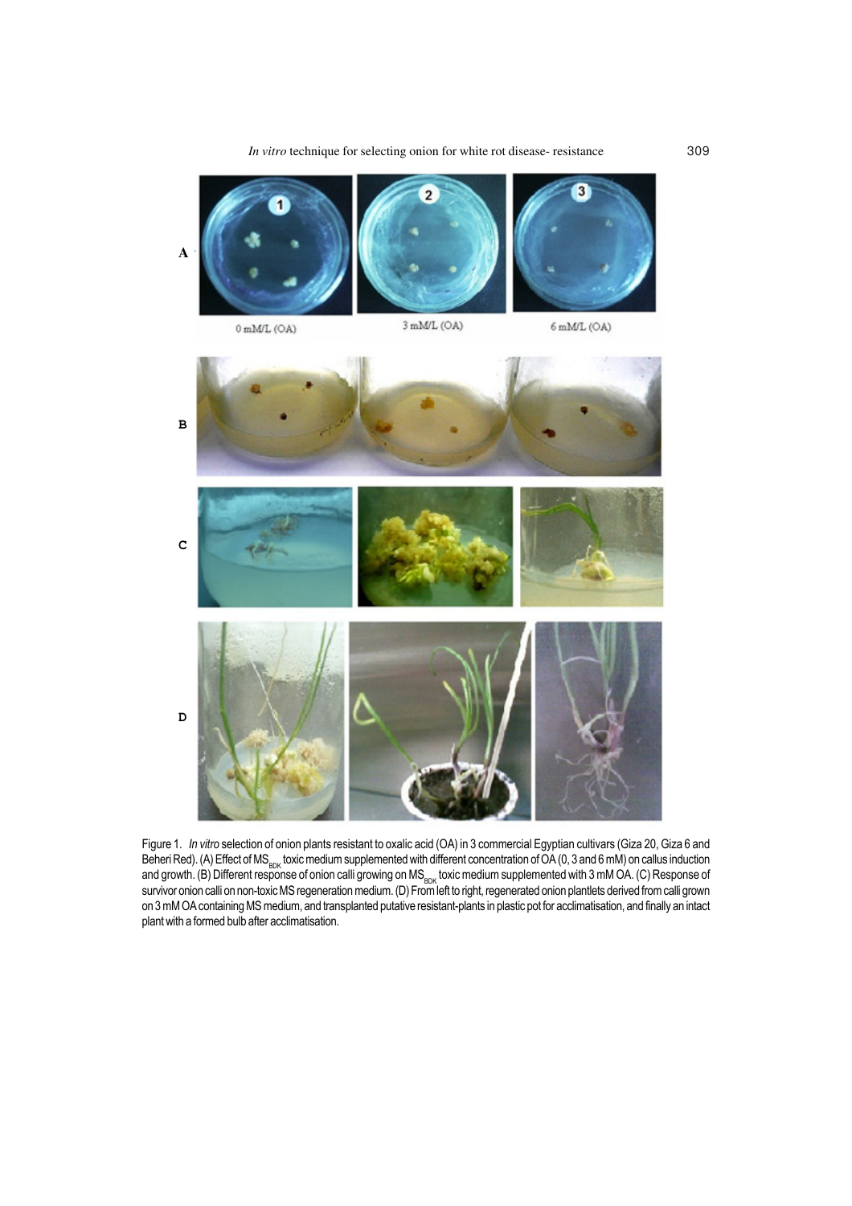Figure 1. *In vitro* selection of onion plants resistant to oxalic acid (OA) in 3 commercial Egyptian cultivars (Giza 20, Giza 6 and Beheri Red). (A) Effect of $MS_{BDK}$ toxic medium supplemented with different concentration of OA (0, 3 and 6 mM) on callus induction and growth. (B) Different response of onion calli growing on $MS_{BDK}$ toxic medium supplemented with 3 mM OA. (C) Response of survivor onion calli on non-toxic MS regeneration medium. (D) From left to right, regenerated onion plantlets derived from calli grown on 3 mM OA containing MS medium, and transplanted putative resistant-plants in plastic pot for acclimatisation, and finally an intact plant with a formed bulb after acclimatisation.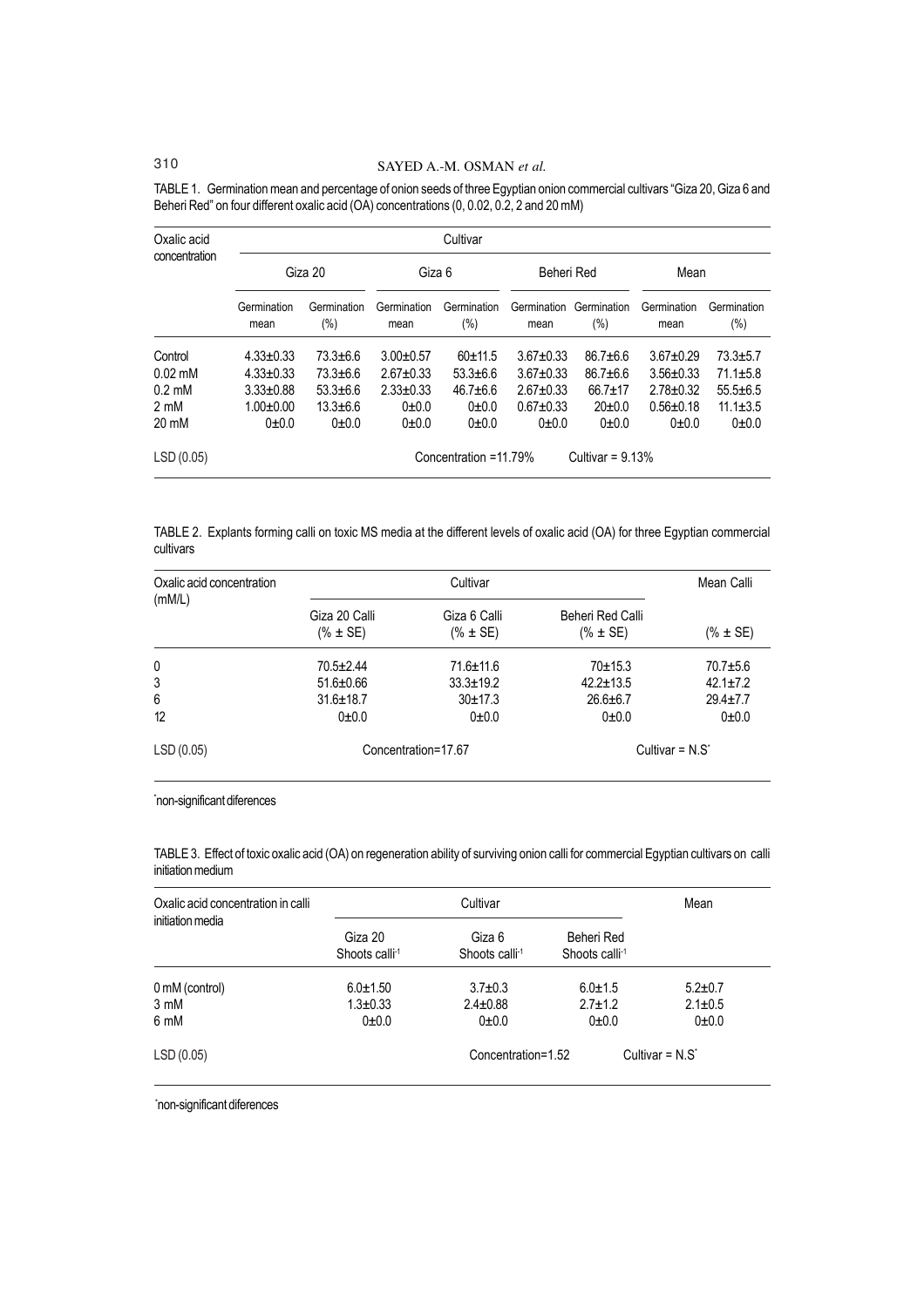TABLE 1. Germination mean and percentage of onion seeds of three Egyptian onion commercial cultivars "Giza 20, Giza 6 and Beheri Red" on four different oxalic acid (OA) concentrations (0, 0.02, 0.2, 2 and 20 mM)

| Oxalic acid concentration | Cultivar | | | | | | | |
|---|---|---|---|---|---|---|---|---|
| | Giza 20 | | Giza 6 | | Beheri Red | | Mean | |
| | Germination mean | Germination (%) | Germination mean | Germination (%) | Germination mean | Germination (%) | Germination mean | Germination (%) |
| Control | 4.33±0.33 | 73.3±6.6 | 3.00±0.57 | 60±11.5 | 3.67±0.33 | 86.7±6.6 | 3.67±0.29 | 73.3±5.7 |
| 0.02 mM | 4.33±0.33 | 73.3±6.6 | 2.67±0.33 | 53.3±6.6 | 3.67±0.33 | 86.7±6.6 | 3.56±0.33 | 71.1±5.8 |
| 0.2 mM | 3.33±0.88 | 53.3±6.6 | 2.33±0.33 | 46.7±6.6 | 2.67±0.33 | 66.7±17 | 2.78±0.32 | 55.5±6.5 |
| 2 mM | 1.00±0.00 | 13.3±6.6 | 0±0.0 | 0±0.0 | 0.67±0.33 | 20±0.0 | 0.56±0.18 | 11.1±3.5 |
| 20 mM | 0±0.0 | 0±0.0 | 0±0.0 | 0±0.0 | 0±0.0 | 0±0.0 | 0±0.0 | 0±0.0 |
| LSD (0.05) | | | | Concentration =11.79% | | Cultivar = 9.13% | | |

TABLE 2. Explants forming calli on toxic MS media at the different levels of oxalic acid (OA) for three Egyptian commercial cultivars

| Oxalic acid concentration (mM/L) | Cultivar | | | Mean Calli |
|---|---|---|---|---|
| | Giza 20 Calli (% ± SE) | Giza 6 Calli (% ± SE) | Beheri Red Calli (% ± SE) | (% ± SE) |
| 0 | 70.5±2.44 | 71.6±11.6 | 70±15.3 | 70.7±5.6 |
| 3 | 51.6±0.66 | 33.3±19.2 | 42.2±13.5 | 42.1±7.2 |
| 6 | 31.6±18.7 | 30±17.3 | 26.6±6.7 | 29.4±7.7 |
| 12 | 0±0.0 | 0±0.0 | 0±0.0 | 0±0.0 |
| LSD (0.05) | Concentration=17.67 | | | Cultivar = N.S* |

*non-significant diferences

TABLE 3. Effect of toxic oxalic acid (OA) on regeneration ability of surviving onion calli for commercial Egyptian cultivars on calli initiation medium

| Oxalic acid concentration in calli initiation media | Cultivar | | | Mean |
|---|---|---|---|---|
| | Giza 20 Shoots calli$^{-1}$ | Giza 6 Shoots calli$^{-1}$ | Beheri Red Shoots calli$^{-1}$ | |
| 0 mM (control) | 6.0±1.50 | 3.7±0.3 | 6.0±1.5 | 5.2±0.7 |
| 3 mM | 1.3±0.33 | 2.4±0.88 | 2.7±1.2 | 2.1±0.5 |
| 6 mM | 0±0.0 | 0±0.0 | 0±0.0 | 0±0.0 |
| LSD (0.05) | | Concentration=1.52 | | Cultivar = N.S* |

*non-significant diferences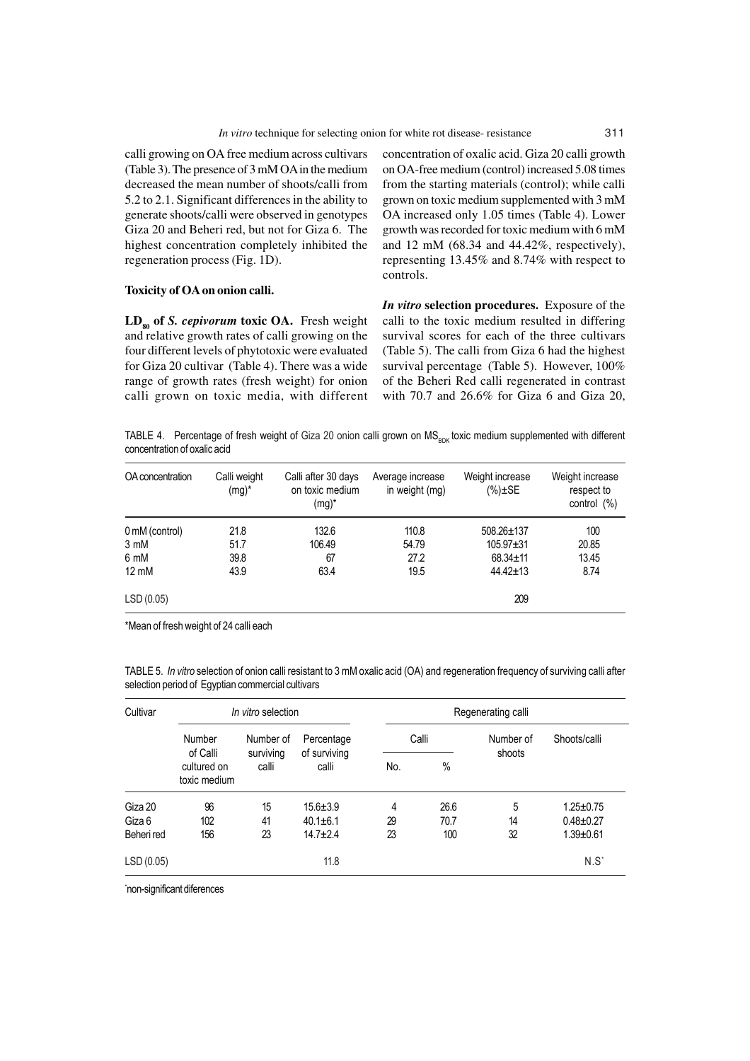calli growing on OA free medium across cultivars (Table 3). The presence of 3 mM OA in the medium decreased the mean number of shoots/calli from 5.2 to 2.1. Significant differences in the ability to generate shoots/calli were observed in genotypes Giza 20 and Beheri red, but not for Giza 6. The highest concentration completely inhibited the regeneration process (Fig. 1D).

### Toxicity of OA on onion calli.

**$LD_{80}$ of *S. cepivorum* toxic OA.** Fresh weight and relative growth rates of calli growing on the four different levels of phytotoxic were evaluated for Giza 20 cultivar (Table 4). There was a wide range of growth rates (fresh weight) for onion calli grown on toxic media, with different concentration of oxalic acid. Giza 20 calli growth on OA-free medium (control) increased 5.08 times from the starting materials (control); while calli grown on toxic medium supplemented with 3 mM OA increased only 1.05 times (Table 4). Lower growth was recorded for toxic medium with 6 mM and 12 mM (68.34 and 44.42%, respectively), representing 13.45% and 8.74% with respect to controls.

***In vitro* selection procedures.** Exposure of the calli to the toxic medium resulted in differing survival scores for each of the three cultivars (Table 5). The calli from Giza 6 had the highest survival percentage (Table 5). However, 100% of the Beheri Red calli regenerated in contrast with 70.7 and 26.6% for Giza 6 and Giza 20,

TABLE 4. Percentage of fresh weight of Giza 20 onion calli grown on $MS_{BDK}$ toxic medium supplemented with different concentration of oxalic acid

| OA concentration | Calli weight (mg)* | Calli after 30 days on toxic medium (mg)* | Average increase in weight (mg) | Weight increase (%)±SE | Weight increase respect to control (%) |
|---|---|---|---|---|---|
| 0 mM (control) | 21.8 | 132.6 | 110.8 | 508.26±137 | 100 |
| 3 mM | 51.7 | 106.49 | 54.79 | 105.97±31 | 20.85 |
| 6 mM | 39.8 | 67 | 27.2 | 68.34±11 | 13.45 |
| 12 mM | 43.9 | 63.4 | 19.5 | 44.42±13 | 8.74 |
| LSD (0.05) | | | | 209 | |

*Mean of fresh weight of 24 calli each

TABLE 5. *In vitro* selection of onion calli resistant to 3 mM oxalic acid (OA) and regeneration frequency of surviving calli after selection period of Egyptian commercial cultivars

| Cultivar | *In vitro* selection | | | Regenerating calli | | | |
|---|---|---|---|---|---|---|---|
| | Number of Calli cultured on toxic medium | Number of surviving calli | Percentage of surviving calli | Calli | | Number of shoots | Shoots/calli |
| | | | | No. | % | | |
| Giza 20 | 96 | 15 | 15.6±3.9 | 4 | 26.6 | 5 | 1.25±0.75 |
| Giza 6 | 102 | 41 | 40.1±6.1 | 29 | 70.7 | 14 | 0.48±0.27 |
| Beheri red | 156 | 23 | 14.7±2.4 | 23 | 100 | 32 | 1.39±0.61 |
| LSD (0.05) | | | 11.8 | | | | N.S* |

*non-significant diferences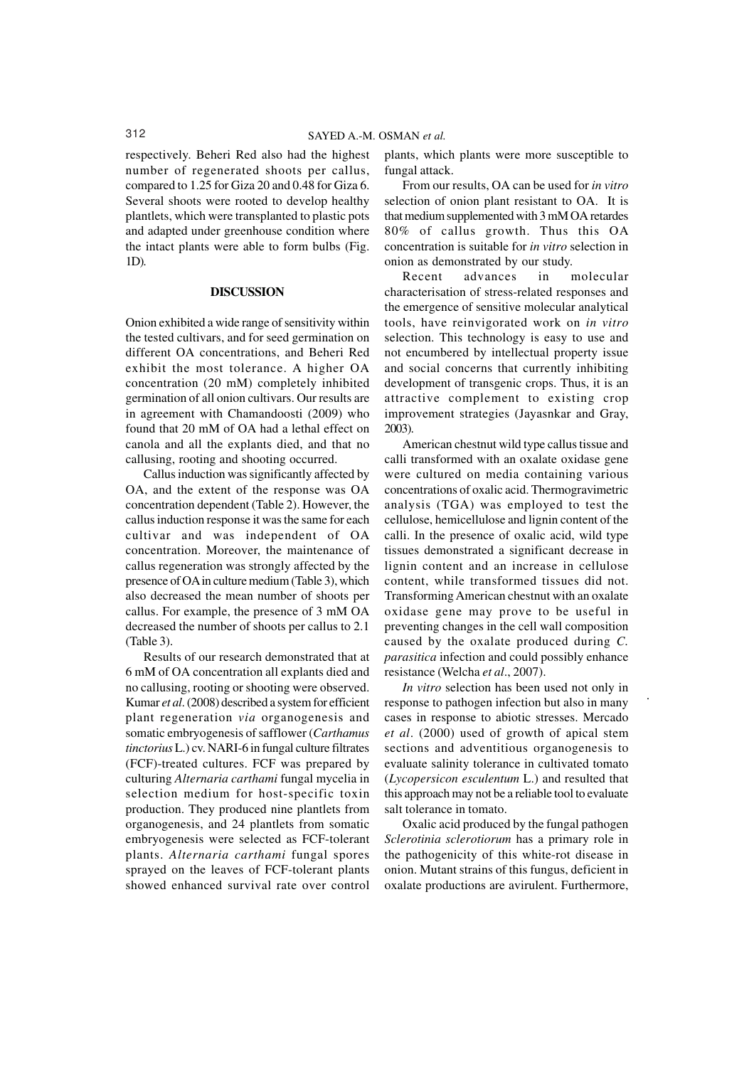respectively. Beheri Red also had the highest number of regenerated shoots per callus, compared to 1.25 for Giza 20 and 0.48 for Giza 6. Several shoots were rooted to develop healthy plantlets, which were transplanted to plastic pots and adapted under greenhouse condition where the intact plants were able to form bulbs (Fig. 1D).

## DISCUSSION

Onion exhibited a wide range of sensitivity within the tested cultivars, and for seed germination on different OA concentrations, and Beheri Red exhibit the most tolerance. A higher OA concentration (20 mM) completely inhibited germination of all onion cultivars. Our results are in agreement with Chamandoosti (2009) who found that 20 mM of OA had a lethal effect on canola and all the explants died, and that no callusing, rooting and shooting occurred.

Callus induction was significantly affected by OA, and the extent of the response was OA concentration dependent (Table 2). However, the callus induction response it was the same for each cultivar and was independent of OA concentration. Moreover, the maintenance of callus regeneration was strongly affected by the presence of OA in culture medium (Table 3), which also decreased the mean number of shoots per callus. For example, the presence of 3 mM OA decreased the number of shoots per callus to 2.1 (Table 3).

Results of our research demonstrated that at 6 mM of OA concentration all explants died and no callusing, rooting or shooting were observed. Kumar *et al.* (2008) described a system for efficient plant regeneration *via* organogenesis and somatic embryogenesis of safflower (*Carthamus tinctorius* L.) cv. NARI-6 in fungal culture filtrates (FCF)-treated cultures. FCF was prepared by culturing *Alternaria carthami* fungal mycelia in selection medium for host-specific toxin production. They produced nine plantlets from organogenesis, and 24 plantlets from somatic embryogenesis were selected as FCF-tolerant plants. *Alternaria carthami* fungal spores sprayed on the leaves of FCF-tolerant plants showed enhanced survival rate over control plants, which plants were more susceptible to fungal attack.

From our results, OA can be used for *in vitro* selection of onion plant resistant to OA. It is that medium supplemented with 3 mM OA retardes 80% of callus growth. Thus this OA concentration is suitable for *in vitro* selection in onion as demonstrated by our study.

Recent advances in molecular characterisation of stress-related responses and the emergence of sensitive molecular analytical tools, have reinvigorated work on *in vitro* selection. This technology is easy to use and not encumbered by intellectual property issue and social concerns that currently inhibiting development of transgenic crops. Thus, it is an attractive complement to existing crop improvement strategies (Jayasnkar and Gray, 2003).

American chestnut wild type callus tissue and calli transformed with an oxalate oxidase gene were cultured on media containing various concentrations of oxalic acid. Thermogravimetric analysis (TGA) was employed to test the cellulose, hemicellulose and lignin content of the calli. In the presence of oxalic acid, wild type tissues demonstrated a significant decrease in lignin content and an increase in cellulose content, while transformed tissues did not. Transforming American chestnut with an oxalate oxidase gene may prove to be useful in preventing changes in the cell wall composition caused by the oxalate produced during *C. parasitica* infection and could possibly enhance resistance (Welcha *et al*., 2007).

*In vitro* selection has been used not only in response to pathogen infection but also in many cases in response to abiotic stresses. Mercado *et al*. (2000) used of growth of apical stem sections and adventitious organogenesis to evaluate salinity tolerance in cultivated tomato (*Lycopersicon esculentum* L.) and resulted that this approach may not be a reliable tool to evaluate salt tolerance in tomato.

Oxalic acid produced by the fungal pathogen *Sclerotinia sclerotiorum* has a primary role in the pathogenicity of this white-rot disease in onion. Mutant strains of this fungus, deficient in oxalate productions are avirulent. Furthermore,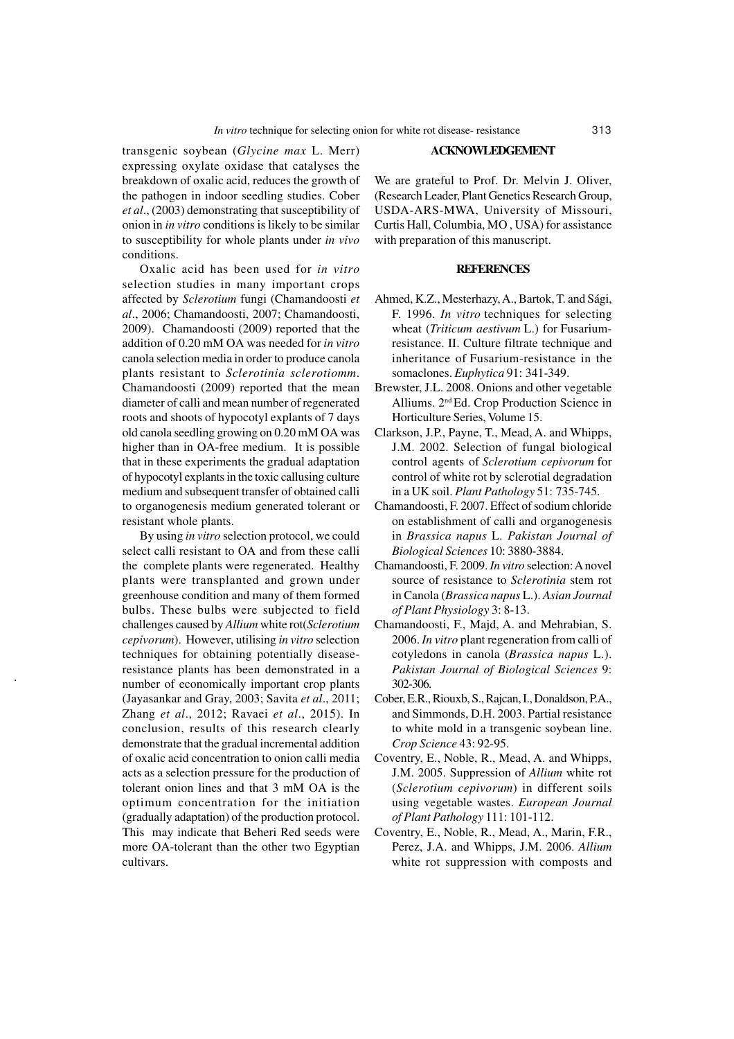transgenic soybean (*Glycine max* L. Merr) expressing oxylate oxidase that catalyses the breakdown of oxalic acid, reduces the growth of the pathogen in indoor seedling studies. Cober *et al*., (2003) demonstrating that susceptibility of onion in *in vitro* conditions is likely to be similar to susceptibility for whole plants under *in vivo* conditions.

Oxalic acid has been used for *in vitro* selection studies in many important crops affected by *Sclerotium* fungi (Chamandoosti *et al*., 2006; Chamandoosti, 2007; Chamandoosti, 2009). Chamandoosti (2009) reported that the addition of 0.20 mM OA was needed for *in vitro* canola selection media in order to produce canola plants resistant to *Sclerotinia sclerotiomm*. Chamandoosti (2009) reported that the mean diameter of calli and mean number of regenerated roots and shoots of hypocotyl explants of 7 days old canola seedling growing on 0.20 mM OA was higher than in OA-free medium. It is possible that in these experiments the gradual adaptation of hypocotyl explants in the toxic callusing culture medium and subsequent transfer of obtained calli to organogenesis medium generated tolerant or resistant whole plants.

By using *in vitro* selection protocol, we could select calli resistant to OA and from these calli the complete plants were regenerated. Healthy plants were transplanted and grown under greenhouse condition and many of them formed bulbs. These bulbs were subjected to field challenges caused by *Allium* white rot(*Sclerotium cepivorum*). However, utilising *in vitro* selection techniques for obtaining potentially disease-resistance plants has been demonstrated in a number of economically important crop plants (Jayasankar and Gray, 2003; Savita *et al*., 2011; Zhang *et al*., 2012; Ravaei *et al*., 2015). In conclusion, results of this research clearly demonstrate that the gradual incremental addition of oxalic acid concentration to onion calli media acts as a selection pressure for the production of tolerant onion lines and that 3 mM OA is the optimum concentration for the initiation (gradually adaptation) of the production protocol. This may indicate that Beheri Red seeds were more OA-tolerant than the other two Egyptian cultivars.

## ACKNOWLEDGEMENT

We are grateful to Prof. Dr. Melvin J. Oliver, (Research Leader, Plant Genetics Research Group, USDA-ARS-MWA, University of Missouri, Curtis Hall, Columbia, MO , USA) for assistance with preparation of this manuscript.

## REFERENCES

Ahmed, K.Z., Mesterhazy, A., Bartok, T. and Sági, F. 1996. *In vitro* techniques for selecting wheat (*Triticum aestivum* L.) for Fusarium-resistance. II. Culture filtrate technique and inheritance of Fusarium-resistance in the somaclones. *Euphytica* 91: 341-349.

Brewster, J.L. 2008. Onions and other vegetable Alliums. 2nd Ed. Crop Production Science in Horticulture Series, Volume 15.

Clarkson, J.P., Payne, T., Mead, A. and Whipps, J.M. 2002. Selection of fungal biological control agents of *Sclerotium cepivorum* for control of white rot by sclerotial degradation in a UK soil. *Plant Pathology* 51: 735-745.

Chamandoosti, F. 2007. Effect of sodium chloride on establishment of calli and organogenesis in *Brassica napus* L. *Pakistan Journal of Biological Sciences* 10: 3880-3884.

Chamandoosti, F. 2009. *In vitro* selection: A novel source of resistance to *Sclerotinia* stem rot in Canola (*Brassica napus* L.). *Asian Journal of Plant Physiology* 3: 8-13.

Chamandoosti, F., Majd, A. and Mehrabian, S. 2006. *In vitro* plant regeneration from calli of cotyledons in canola (*Brassica napus* L.). *Pakistan Journal of Biological Sciences* 9: 302-306.

Cober, E.R., Riouxb, S., Rajcan, I., Donaldson, P.A., and Simmonds, D.H. 2003. Partial resistance to white mold in a transgenic soybean line. *Crop Science* 43: 92-95.

Coventry, E., Noble, R., Mead, A. and Whipps, J.M. 2005. Suppression of *Allium* white rot (*Sclerotium cepivorum*) in different soils using vegetable wastes. *European Journal of Plant Pathology* 111: 101-112.

Coventry, E., Noble, R., Mead, A., Marin, F.R., Perez, J.A. and Whipps, J.M. 2006. *Allium* white rot suppression with composts and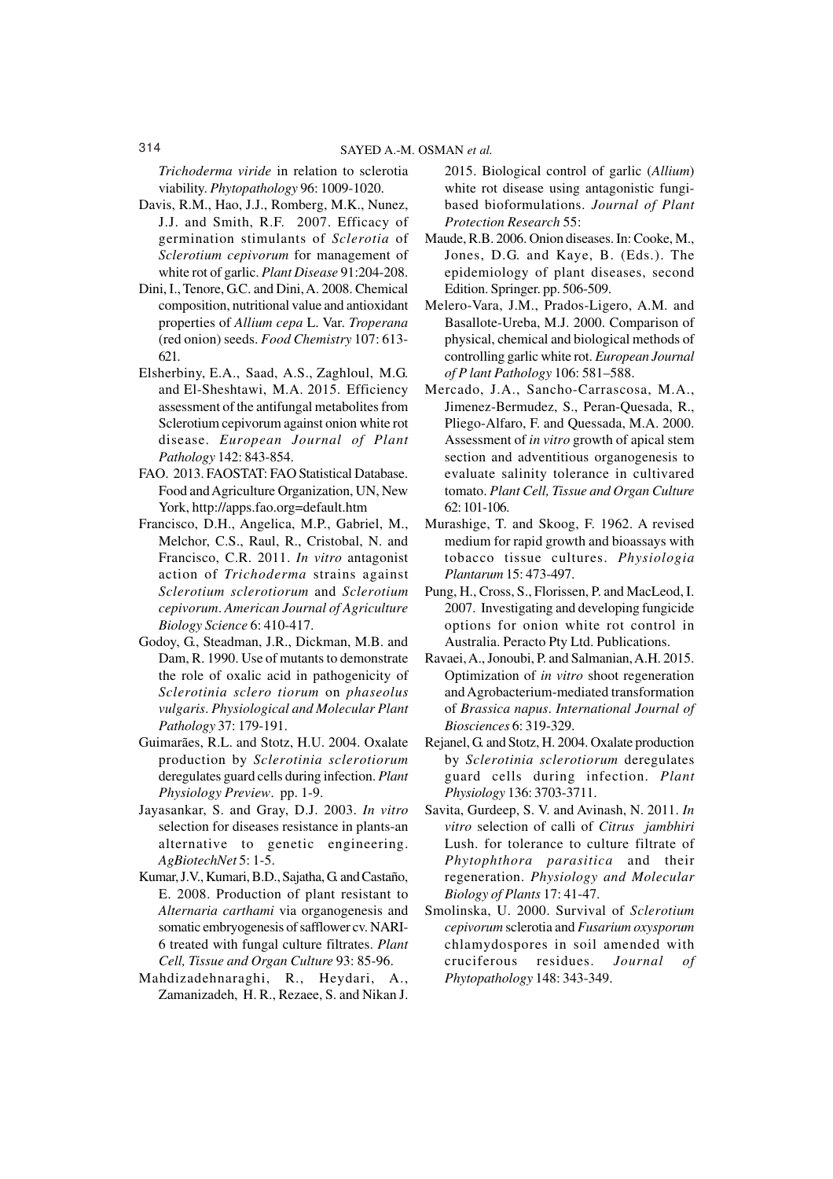*Trichoderma viride* in relation to sclerotia viability. *Phytopathology* 96: 1009-1020.

Davis, R.M., Hao, J.J., Romberg, M.K., Nunez, J.J. and Smith, R.F. 2007. Efficacy of germination stimulants of *Sclerotia* of *Sclerotium cepivorum* for management of white rot of garlic. *Plant Disease* 91:204-208.

Dini, I., Tenore, G.C. and Dini, A. 2008. Chemical composition, nutritional value and antioxidant properties of *Allium cepa* L. Var. *Troperana* (red onion) seeds. *Food Chemistry* 107: 613-621.

Elsherbiny, E.A., Saad, A.S., Zaghloul, M.G. and El-Sheshtawi, M.A. 2015. Efficiency assessment of the antifungal metabolites from Sclerotium cepivorum against onion white rot disease. *European Journal of Plant Pathology* 142: 843-854.

FAO. 2013. FAOSTAT: FAO Statistical Database. Food and Agriculture Organization, UN, New York, http://apps.fao.org=default.htm

Francisco, D.H., Angelica, M.P., Gabriel, M., Melchor, C.S., Raul, R., Cristobal, N. and Francisco, C.R. 2011. *In vitro* antagonist action of *Trichoderma* strains against *Sclerotium sclerotiorum* and *Sclerotium cepivorum*. *American Journal of Agriculture Biology Science* 6: 410-417.

Godoy, G., Steadman, J.R., Dickman, M.B. and Dam, R. 1990. Use of mutants to demonstrate the role of oxalic acid in pathogenicity of *Sclerotinia sclero tiorum* on *phaseolus vulgaris*. *Physiological and Molecular Plant Pathology* 37: 179-191.

Guimarães, R.L. and Stotz, H.U. 2004. Oxalate production by *Sclerotinia sclerotiorum* deregulates guard cells during infection. *Plant Physiology Preview*. pp. 1-9.

Jayasankar, S. and Gray, D.J. 2003. *In vitro* selection for diseases resistance in plants-an alternative to genetic engineering. *AgBiotechNet* 5: 1-5.

Kumar, J.V., Kumari, B.D., Sajatha, G. and Castaño, E. 2008. Production of plant resistant to *Alternaria carthami* via organogenesis and somatic embryogenesis of safflower cv. NARI-6 treated with fungal culture filtrates. *Plant Cell, Tissue and Organ Culture* 93: 85-96.

Mahdizadehnaraghi, R., Heydari, A., Zamanizadeh, H. R., Rezaee, S. and Nikan J. 2015. Biological control of garlic (*Allium*) white rot disease using antagonistic fungi-based bioformulations. *Journal of Plant Protection Research* 55:

Maude, R.B. 2006. Onion diseases. In: Cooke, M., Jones, D.G. and Kaye, B. (Eds.). The epidemiology of plant diseases, second Edition. Springer. pp. 506-509.

Melero-Vara, J.M., Prados-Ligero, A.M. and Basallote-Ureba, M.J. 2000. Comparison of physical, chemical and biological methods of controlling garlic white rot. *European Journal of P lant Pathology* 106: 581–588.

Mercado, J.A., Sancho-Carrascosa, M.A., Jimenez-Bermudez, S., Peran-Quesada, R., Pliego-Alfaro, F. and Quessada, M.A. 2000. Assessment of *in vitro* growth of apical stem section and adventitious organogenesis to evaluate salinity tolerance in cultivared tomato. *Plant Cell, Tissue and Organ Culture* 62: 101-106.

Murashige, T. and Skoog, F. 1962. A revised medium for rapid growth and bioassays with tobacco tissue cultures. *Physiologia Plantarum* 15: 473-497.

Pung, H., Cross, S., Florissen, P. and MacLeod, I. 2007. Investigating and developing fungicide options for onion white rot control in Australia. Peracto Pty Ltd. Publications.

Ravaei, A., Jonoubi, P. and Salmanian, A.H. 2015. Optimization of *in vitro* shoot regeneration and Agrobacterium-mediated transformation of *Brassica napus*. *International Journal of Biosciences* 6: 319-329.

Rejanel, G. and Stotz, H. 2004. Oxalate production by *Sclerotinia sclerotiorum* deregulates guard cells during infection. *Plant Physiology* 136: 3703-3711.

Savita, Gurdeep, S. V. and Avinash, N. 2011. *In vitro* selection of calli of *Citrus jambhiri* Lush. for tolerance to culture filtrate of *Phytophthora parasitica* and their regeneration. *Physiology and Molecular Biology of Plants* 17: 41-47.

Smolinska, U. 2000. Survival of *Sclerotium cepivorum* sclerotia and *Fusarium oxysporum* chlamydospores in soil amended with cruciferous residues. *Journal of Phytopathology* 148: 343-349.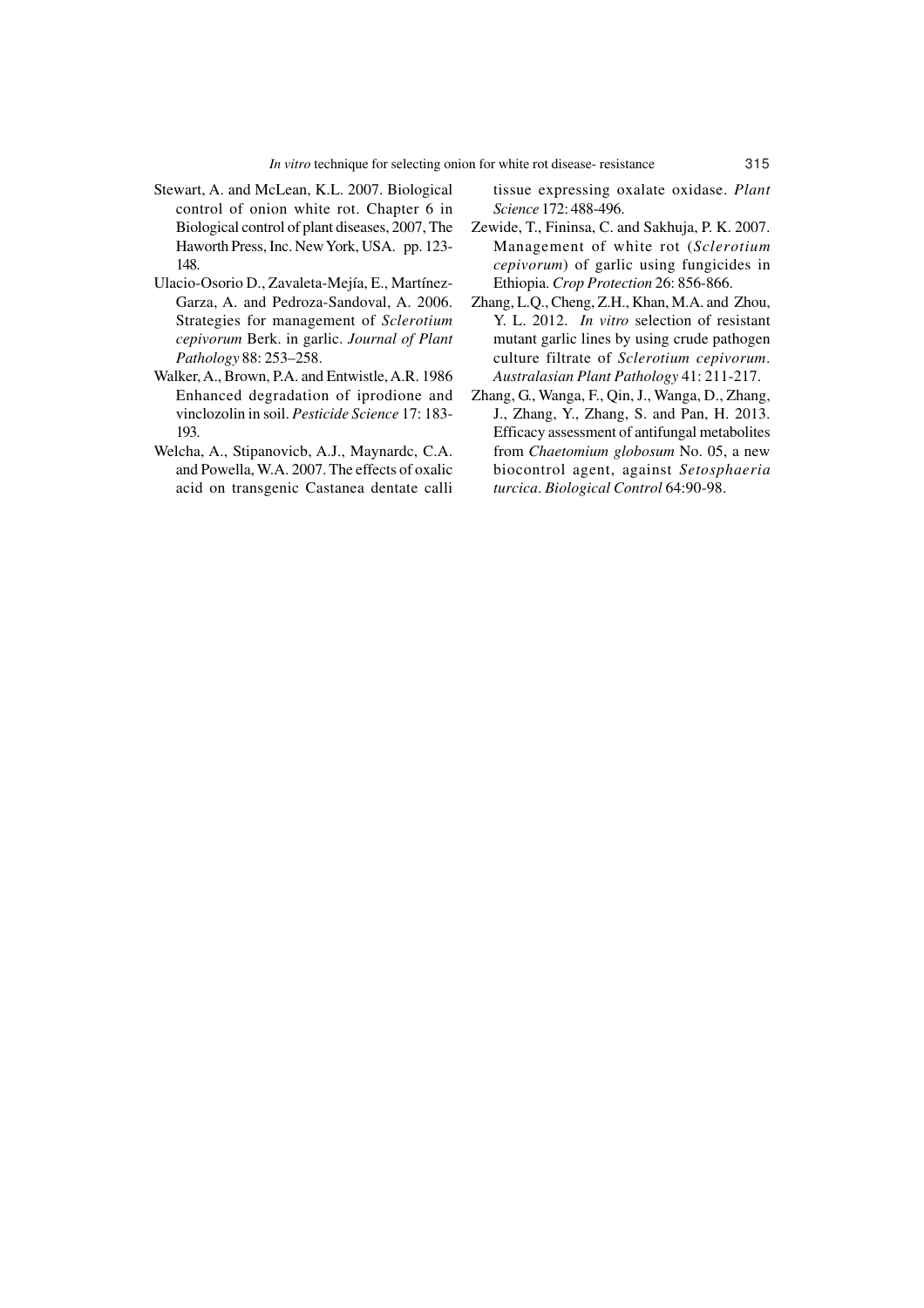Stewart, A. and McLean, K.L. 2007. Biological control of onion white rot. Chapter 6 in Biological control of plant diseases, 2007, The Haworth Press, Inc. New York, USA. pp. 123-148.

Ulacio-Osorio D., Zavaleta-Mejía, E., Martínez-Garza, A. and Pedroza-Sandoval, A. 2006. Strategies for management of *Sclerotium cepivorum* Berk. in garlic. *Journal of Plant Pathology* 88: 253–258.

Walker, A., Brown, P.A. and Entwistle, A.R. 1986 Enhanced degradation of iprodione and vinclozolin in soil. *Pesticide Science* 17: 183-193.

Welcha, A., Stipanovicb, A.J., Maynardc, C.A. and Powella, W.A. 2007. The effects of oxalic acid on transgenic Castanea dentate calli tissue expressing oxalate oxidase. *Plant Science* 172: 488-496.

Zewide, T., Fininsa, C. and Sakhuja, P. K. 2007. Management of white rot (*Sclerotium cepivorum*) of garlic using fungicides in Ethiopia. *Crop Protection* 26: 856-866.

Zhang, L.Q., Cheng, Z.H., Khan, M.A. and Zhou, Y. L. 2012. *In vitro* selection of resistant mutant garlic lines by using crude pathogen culture filtrate of *Sclerotium cepivorum*. *Australasian Plant Pathology* 41: 211-217.

Zhang, G., Wanga, F., Qin, J., Wanga, D., Zhang, J., Zhang, Y., Zhang, S. and Pan, H. 2013. Efficacy assessment of antifungal metabolites from *Chaetomium globosum* No. 05, a new biocontrol agent, against *Setosphaeria turcica*. *Biological Control* 64:90-98.